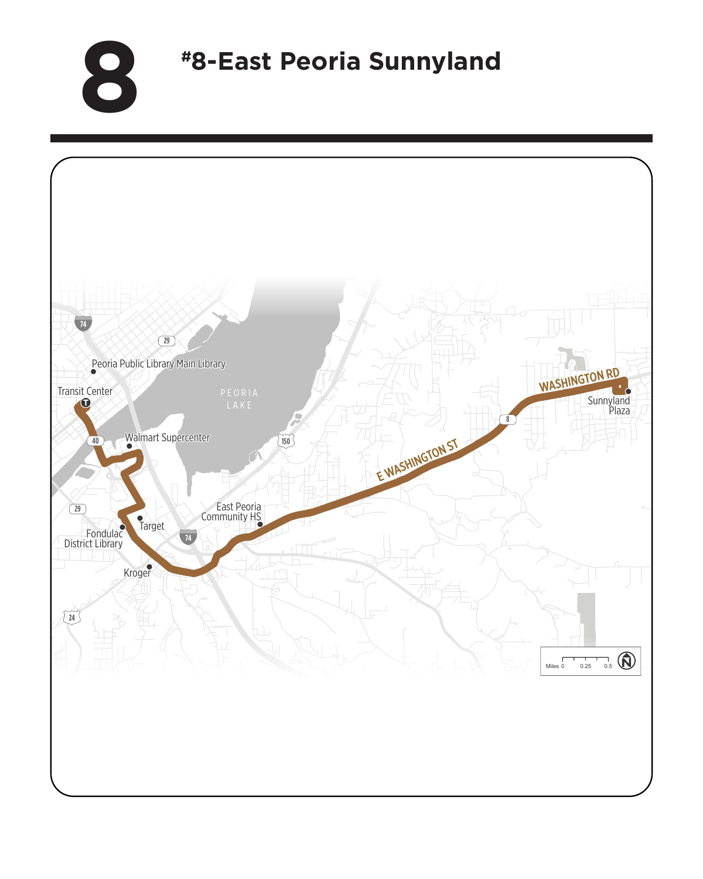# 8 #8-East Peoria Sunnyland

Transit Center

Peoria Public Library Main Library

PEORIA LAKE

Walmart Supercenter

Target

Fondulac District Library

Kroger

East Peoria Community HS

E WASHINGTON ST

WASHINGTON RD

Sunnyland Plaza

Miles 0 0.25 0.5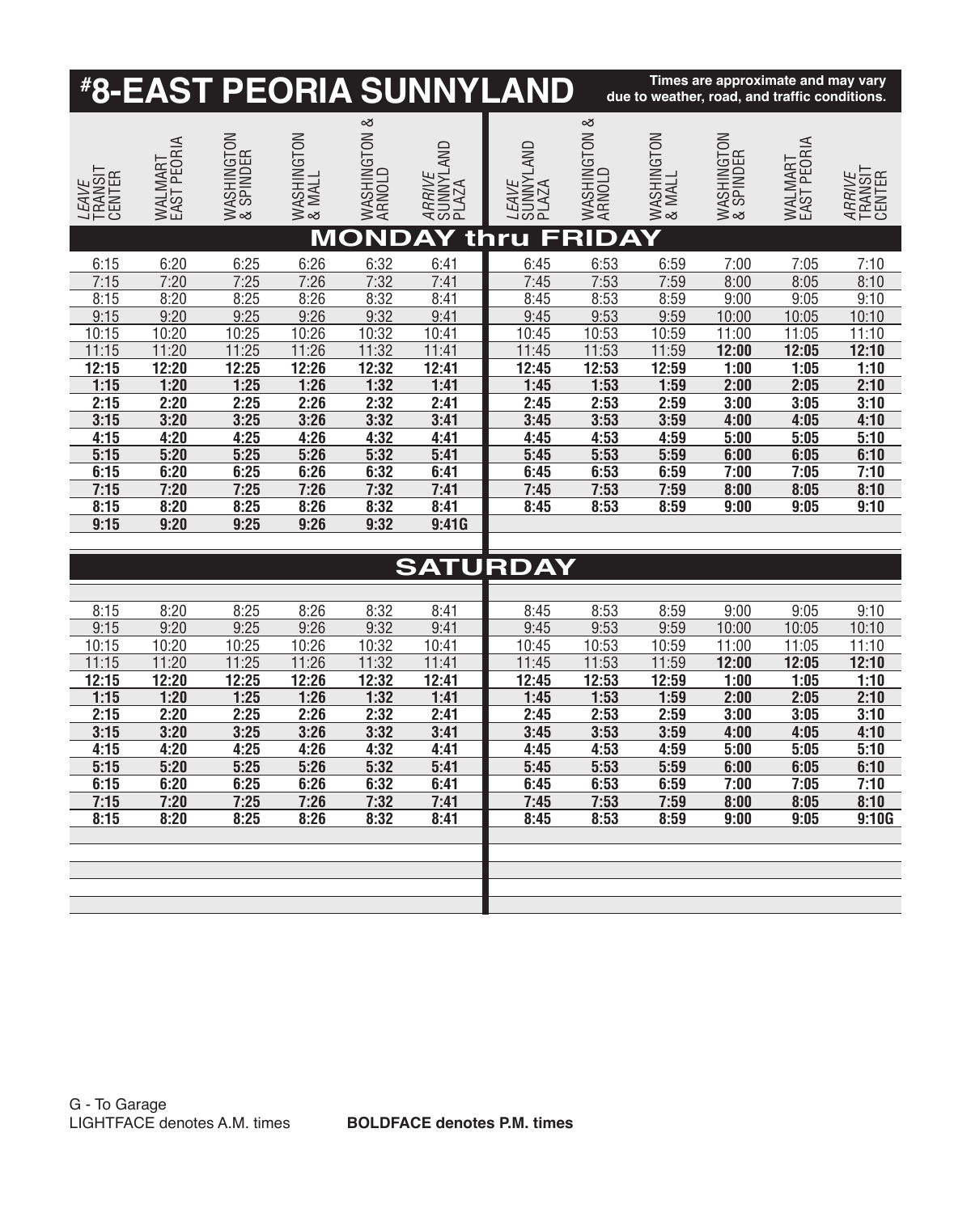# #8-EAST PEORIA SUNNYLAND

**Times are approximate and may vary due to weather, road, and traffic conditions.**

## MONDAY thru FRIDAY

| *LEAVE* TRANSIT CENTER | WALMART EAST PEORIA | WASHINGTON & SPINDER | WASHINGTON & MALL | WASHINGTON & ARNOLD | *ARRIVE* SUNNYLAND PLAZA | *LEAVE* SUNNYLAND PLAZA | WASHINGTON & ARNOLD | WASHINGTON & MALL | WASHINGTON & SPINDER | WALMART EAST PEORIA | *ARRIVE* TRANSIT CENTER |
|---|---|---|---|---|---|---|---|---|---|---|---|
| 6:15 | 6:20 | 6:25 | 6:26 | 6:32 | 6:41 | 6:45 | 6:53 | 6:59 | 7:00 | 7:05 | 7:10 |
| 7:15 | 7:20 | 7:25 | 7:26 | 7:32 | 7:41 | 7:45 | 7:53 | 7:59 | 8:00 | 8:05 | 8:10 |
| 8:15 | 8:20 | 8:25 | 8:26 | 8:32 | 8:41 | 8:45 | 8:53 | 8:59 | 9:00 | 9:05 | 9:10 |
| 9:15 | 9:20 | 9:25 | 9:26 | 9:32 | 9:41 | 9:45 | 9:53 | 9:59 | 10:00 | 10:05 | 10:10 |
| 10:15 | 10:20 | 10:25 | 10:26 | 10:32 | 10:41 | 10:45 | 10:53 | 10:59 | 11:00 | 11:05 | 11:10 |
| 11:15 | 11:20 | 11:25 | 11:26 | 11:32 | 11:41 | 11:45 | 11:53 | 11:59 | **12:00** | **12:05** | **12:10** |
| **12:15** | **12:20** | **12:25** | **12:26** | **12:32** | **12:41** | **12:45** | **12:53** | **12:59** | **1:00** | **1:05** | **1:10** |
| **1:15** | **1:20** | **1:25** | **1:26** | **1:32** | **1:41** | **1:45** | **1:53** | **1:59** | **2:00** | **2:05** | **2:10** |
| **2:15** | **2:20** | **2:25** | **2:26** | **2:32** | **2:41** | **2:45** | **2:53** | **2:59** | **3:00** | **3:05** | **3:10** |
| **3:15** | **3:20** | **3:25** | **3:26** | **3:32** | **3:41** | **3:45** | **3:53** | **3:59** | **4:00** | **4:05** | **4:10** |
| **4:15** | **4:20** | **4:25** | **4:26** | **4:32** | **4:41** | **4:45** | **4:53** | **4:59** | **5:00** | **5:05** | **5:10** |
| **5:15** | **5:20** | **5:25** | **5:26** | **5:32** | **5:41** | **5:45** | **5:53** | **5:59** | **6:00** | **6:05** | **6:10** |
| **6:15** | **6:20** | **6:25** | **6:26** | **6:32** | **6:41** | **6:45** | **6:53** | **6:59** | **7:00** | **7:05** | **7:10** |
| **7:15** | **7:20** | **7:25** | **7:26** | **7:32** | **7:41** | **7:45** | **7:53** | **7:59** | **8:00** | **8:05** | **8:10** |
| **8:15** | **8:20** | **8:25** | **8:26** | **8:32** | **8:41** | **8:45** | **8:53** | **8:59** | **9:00** | **9:05** | **9:10** |
| **9:15** | **9:20** | **9:25** | **9:26** | **9:32** | **9:41G** | | | | | | |

## SATURDAY

| *LEAVE* TRANSIT CENTER | WALMART EAST PEORIA | WASHINGTON & SPINDER | WASHINGTON & MALL | WASHINGTON & ARNOLD | *ARRIVE* SUNNYLAND PLAZA | *LEAVE* SUNNYLAND PLAZA | WASHINGTON & ARNOLD | WASHINGTON & MALL | WASHINGTON & SPINDER | WALMART EAST PEORIA | *ARRIVE* TRANSIT CENTER |
|---|---|---|---|---|---|---|---|---|---|---|---|
| 8:15 | 8:20 | 8:25 | 8:26 | 8:32 | 8:41 | 8:45 | 8:53 | 8:59 | 9:00 | 9:05 | 9:10 |
| 9:15 | 9:20 | 9:25 | 9:26 | 9:32 | 9:41 | 9:45 | 9:53 | 9:59 | 10:00 | 10:05 | 10:10 |
| 10:15 | 10:20 | 10:25 | 10:26 | 10:32 | 10:41 | 10:45 | 10:53 | 10:59 | 11:00 | 11:05 | 11:10 |
| 11:15 | 11:20 | 11:25 | 11:26 | 11:32 | 11:41 | 11:45 | 11:53 | 11:59 | **12:00** | **12:05** | **12:10** |
| **12:15** | **12:20** | **12:25** | **12:26** | **12:32** | **12:41** | **12:45** | **12:53** | **12:59** | **1:00** | **1:05** | **1:10** |
| **1:15** | **1:20** | **1:25** | **1:26** | **1:32** | **1:41** | **1:45** | **1:53** | **1:59** | **2:00** | **2:05** | **2:10** |
| **2:15** | **2:20** | **2:25** | **2:26** | **2:32** | **2:41** | **2:45** | **2:53** | **2:59** | **3:00** | **3:05** | **3:10** |
| **3:15** | **3:20** | **3:25** | **3:26** | **3:32** | **3:41** | **3:45** | **3:53** | **3:59** | **4:00** | **4:05** | **4:10** |
| **4:15** | **4:20** | **4:25** | **4:26** | **4:32** | **4:41** | **4:45** | **4:53** | **4:59** | **5:00** | **5:05** | **5:10** |
| **5:15** | **5:20** | **5:25** | **5:26** | **5:32** | **5:41** | **5:45** | **5:53** | **5:59** | **6:00** | **6:05** | **6:10** |
| **6:15** | **6:20** | **6:25** | **6:26** | **6:32** | **6:41** | **6:45** | **6:53** | **6:59** | **7:00** | **7:05** | **7:10** |
| **7:15** | **7:20** | **7:25** | **7:26** | **7:32** | **7:41** | **7:45** | **7:53** | **7:59** | **8:00** | **8:05** | **8:10** |
| **8:15** | **8:20** | **8:25** | **8:26** | **8:32** | **8:41** | **8:45** | **8:53** | **8:59** | **9:00** | **9:05** | **9:10G** |

G - To Garage
LIGHTFACE denotes A.M. times **BOLDFACE denotes P.M. times**